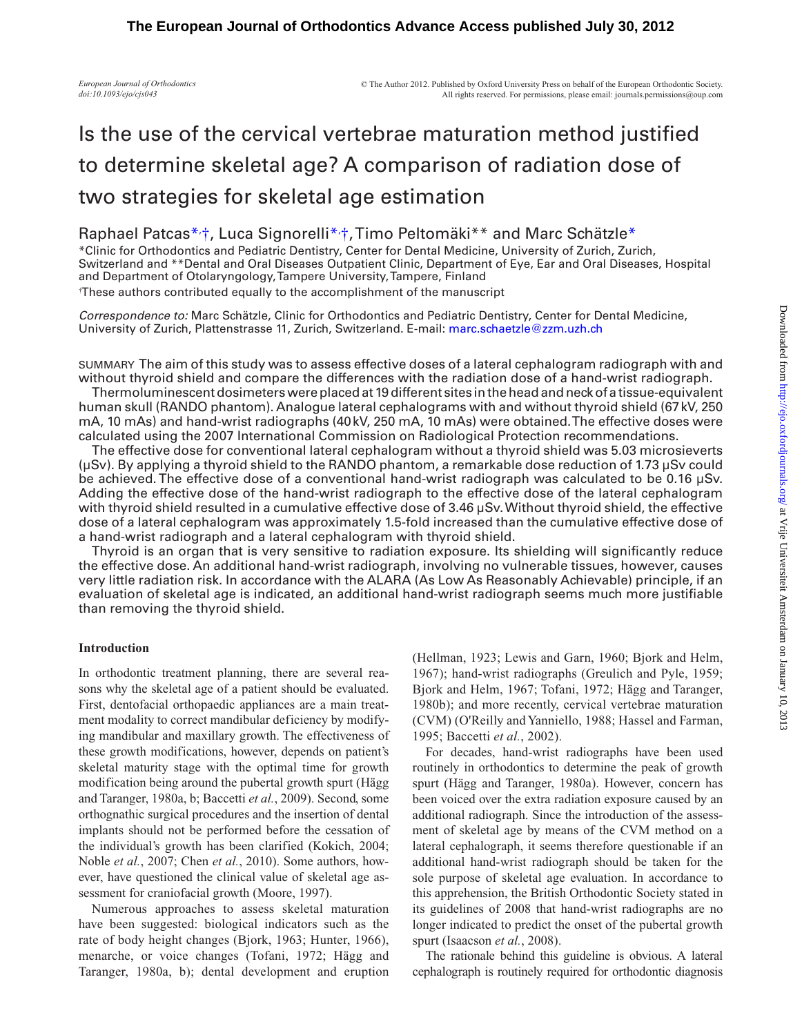# Is the use of the cervical vertebrae maturation method justified to determine skeletal age? A comparison of radiation dose of two strategies for skeletal age estimation

Raphael Patcas*,†, Luca Signorelli*,†, Timo Peltomäki** and Marc Schätzle*

*Clinic for Orthodontics and Pediatric Dentistry, Center for Dental Medicine, University of Zurich, Zurich, Switzerland and **Dental and Oral Diseases Outpatient Clinic, Department of Eye, Ear and Oral Diseases, Hospital and Department of Otolaryngology, Tampere University, Tampere, Finland

†These authors contributed equally to the accomplishment of the manuscript

*Correspondence to:* Marc Schätzle, Clinic for Orthodontics and Pediatric Dentistry, Center for Dental Medicine, University of Zurich, Plattenstrasse 11, Zurich, Switzerland. E-mail: marc.schaetzle@zzm.uzh.ch

SUMMARY The aim of this study was to assess effective doses of a lateral cephalogram radiograph with and without thyroid shield and compare the differences with the radiation dose of a hand-wrist radiograph.

Thermoluminescent dosimeters were placed at 19 different sites in the head and neck of a tissue-equivalent human skull (RANDO phantom). Analogue lateral cephalograms with and without thyroid shield (67 kV, 250 mA, 10 mAs) and hand-wrist radiographs (40 kV, 250 mA, 10 mAs) were obtained. The effective doses were calculated using the 2007 International Commission on Radiological Protection recommendations.

The effective dose for conventional lateral cephalogram without a thyroid shield was 5.03 microsieverts (μSv). By applying a thyroid shield to the RANDO phantom, a remarkable dose reduction of 1.73 μSv could be achieved. The effective dose of a conventional hand-wrist radiograph was calculated to be 0.16 μSv. Adding the effective dose of the hand-wrist radiograph to the effective dose of the lateral cephalogram with thyroid shield resulted in a cumulative effective dose of 3.46 μSv. Without thyroid shield, the effective dose of a lateral cephalogram was approximately 1.5-fold increased than the cumulative effective dose of a hand-wrist radiograph and a lateral cephalogram with thyroid shield.

Thyroid is an organ that is very sensitive to radiation exposure. Its shielding will significantly reduce the effective dose. An additional hand-wrist radiograph, involving no vulnerable tissues, however, causes very little radiation risk. In accordance with the ALARA (As Low As Reasonably Achievable) principle, if an evaluation of skeletal age is indicated, an additional hand-wrist radiograph seems much more justifiable than removing the thyroid shield.

## Introduction

In orthodontic treatment planning, there are several reasons why the skeletal age of a patient should be evaluated. First, dentofacial orthopaedic appliances are a main treatment modality to correct mandibular deficiency by modifying mandibular and maxillary growth. The effectiveness of these growth modifications, however, depends on patient's skeletal maturity stage with the optimal time for growth modification being around the pubertal growth spurt (Hägg and Taranger, 1980a, b; Baccetti *et al.*, 2009). Second, some orthognathic surgical procedures and the insertion of dental implants should not be performed before the cessation of the individual's growth has been clarified (Kokich, 2004; Noble *et al.*, 2007; Chen *et al.*, 2010). Some authors, however, have questioned the clinical value of skeletal age assessment for craniofacial growth (Moore, 1997).

Numerous approaches to assess skeletal maturation have been suggested: biological indicators such as the rate of body height changes (Bjork, 1963; Hunter, 1966), menarche, or voice changes (Tofani, 1972; Hägg and Taranger, 1980a, b); dental development and eruption (Hellman, 1923; Lewis and Garn, 1960; Bjork and Helm, 1967); hand-wrist radiographs (Greulich and Pyle, 1959; Bjork and Helm, 1967; Tofani, 1972; Hägg and Taranger, 1980b); and more recently, cervical vertebrae maturation (CVM) (O'Reilly and Yanniello, 1988; Hassel and Farman, 1995; Baccetti *et al.*, 2002).

For decades, hand-wrist radiographs have been used routinely in orthodontics to determine the peak of growth spurt (Hägg and Taranger, 1980a). However, concern has been voiced over the extra radiation exposure caused by an additional radiograph. Since the introduction of the assessment of skeletal age by means of the CVM method on a lateral cephalograph, it seems therefore questionable if an additional hand-wrist radiograph should be taken for the sole purpose of skeletal age evaluation. In accordance to this apprehension, the British Orthodontic Society stated in its guidelines of 2008 that hand-wrist radiographs are no longer indicated to predict the onset of the pubertal growth spurt (Isaacson *et al.*, 2008).

The rationale behind this guideline is obvious. A lateral cephalograph is routinely required for orthodontic diagnosis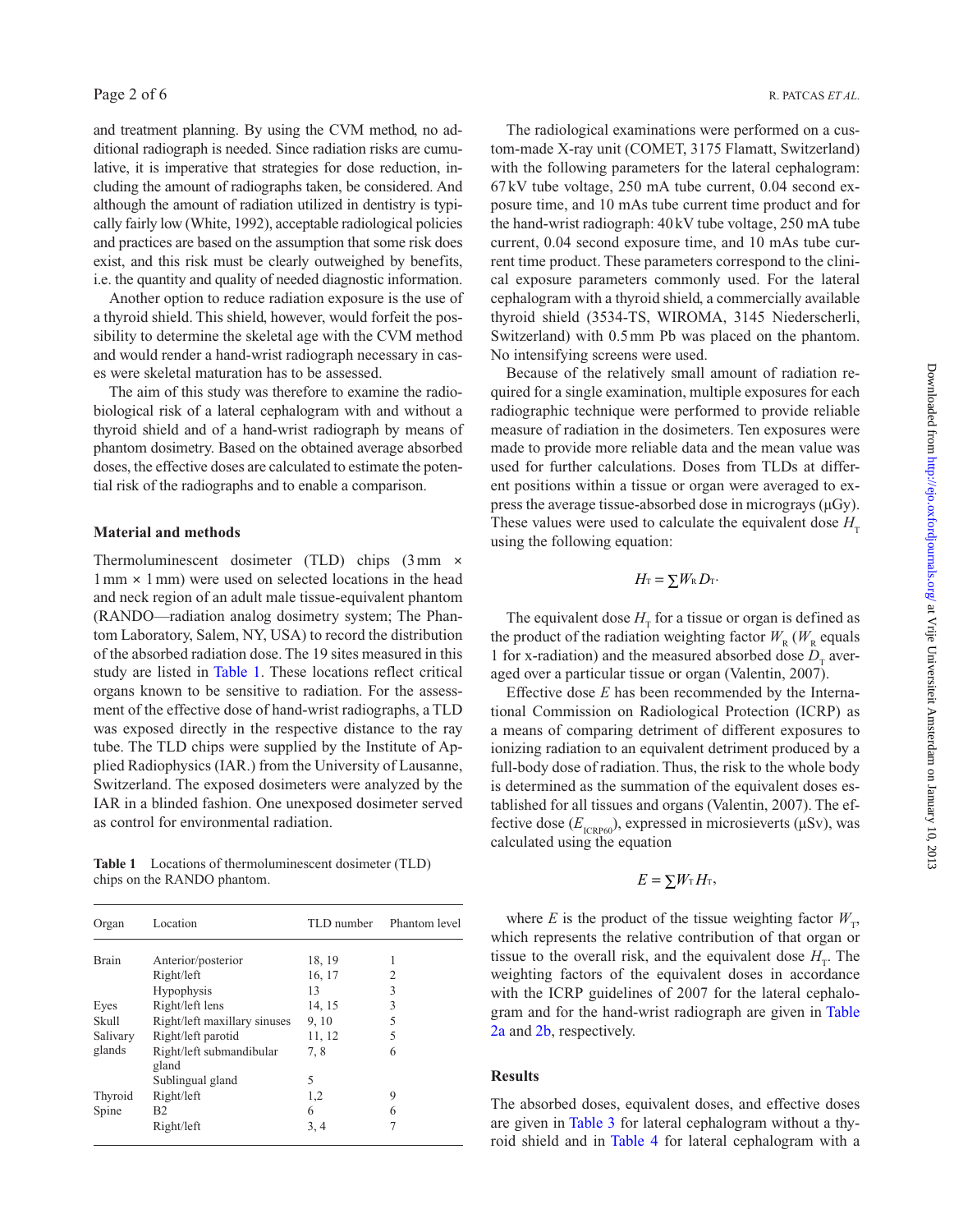and treatment planning. By using the CVM method, no additional radiograph is needed. Since radiation risks are cumulative, it is imperative that strategies for dose reduction, including the amount of radiographs taken, be considered. And although the amount of radiation utilized in dentistry is typically fairly low (White, 1992), acceptable radiological policies and practices are based on the assumption that some risk does exist, and this risk must be clearly outweighed by benefits, i.e. the quantity and quality of needed diagnostic information.

Another option to reduce radiation exposure is the use of a thyroid shield. This shield, however, would forfeit the possibility to determine the skeletal age with the CVM method and would render a hand-wrist radiograph necessary in cases were skeletal maturation has to be assessed.

The aim of this study was therefore to examine the radiobiological risk of a lateral cephalogram with and without a thyroid shield and of a hand-wrist radiograph by means of phantom dosimetry. Based on the obtained average absorbed doses, the effective doses are calculated to estimate the potential risk of the radiographs and to enable a comparison.

## Material and methods

Thermoluminescent dosimeter (TLD) chips (3 mm × 1 mm × 1 mm) were used on selected locations in the head and neck region of an adult male tissue-equivalent phantom (RANDO—radiation analog dosimetry system; The Phantom Laboratory, Salem, NY, USA) to record the distribution of the absorbed radiation dose. The 19 sites measured in this study are listed in Table 1. These locations reflect critical organs known to be sensitive to radiation. For the assessment of the effective dose of hand-wrist radiographs, a TLD was exposed directly in the respective distance to the ray tube. The TLD chips were supplied by the Institute of Applied Radiophysics (IAR.) from the University of Lausanne, Switzerland. The exposed dosimeters were analyzed by the IAR in a blinded fashion. One unexposed dosimeter served as control for environmental radiation.

**Table 1** Locations of thermoluminescent dosimeter (TLD) chips on the RANDO phantom.

| Organ | Location | TLD number | Phantom level |
|---|---|---|---|
| Brain | Anterior/posterior | 18, 19 | 1 |
| | Right/left | 16, 17 | 2 |
| | Hypophysis | 13 | 3 |
| Eyes | Right/left lens | 14, 15 | 3 |
| Skull | Right/left maxillary sinuses | 9, 10 | 5 |
| Salivary glands | Right/left parotid | 11, 12 | 5 |
| | Right/left submandibular gland | 7, 8 | 6 |
| | Sublingual gland | 5 | |
| Thyroid | Right/left | 1,2 | 9 |
| Spine | B2 | 6 | 6 |
| | Right/left | 3, 4 | 7 |

The radiological examinations were performed on a custom-made X-ray unit (COMET, 3175 Flamatt, Switzerland) with the following parameters for the lateral cephalogram: 67 kV tube voltage, 250 mA tube current, 0.04 second exposure time, and 10 mAs tube current time product and for the hand-wrist radiograph: 40 kV tube voltage, 250 mA tube current, 0.04 second exposure time, and 10 mAs tube current time product. These parameters correspond to the clinical exposure parameters commonly used. For the lateral cephalogram with a thyroid shield, a commercially available thyroid shield (3534-TS, WIROMA, 3145 Niederscherli, Switzerland) with 0.5 mm Pb was placed on the phantom. No intensifying screens were used.

Because of the relatively small amount of radiation required for a single examination, multiple exposures for each radiographic technique were performed to provide reliable measure of radiation in the dosimeters. Ten exposures were made to provide more reliable data and the mean value was used for further calculations. Doses from TLDs at different positions within a tissue or organ were averaged to express the average tissue-absorbed dose in micrograys (μGy). These values were used to calculate the equivalent dose $H_T$ using the following equation:

$$H_T = \sum W_R D_T.$$

The equivalent dose $H_T$ for a tissue or organ is defined as the product of the radiation weighting factor $W_R$ ($W_R$ equals 1 for x-radiation) and the measured absorbed dose $D_T$ averaged over a particular tissue or organ (Valentin, 2007).

Effective dose $E$ has been recommended by the International Commission on Radiological Protection (ICRP) as a means of comparing detriment of different exposures to ionizing radiation to an equivalent detriment produced by a full-body dose of radiation. Thus, the risk to the whole body is determined as the summation of the equivalent doses established for all tissues and organs (Valentin, 2007). The effective dose ($E_{ICRP60}$), expressed in microsieverts (μSv), was calculated using the equation

$$E = \sum W_T H_T,$$

where $E$ is the product of the tissue weighting factor $W_T$, which represents the relative contribution of that organ or tissue to the overall risk, and the equivalent dose $H_T$. The weighting factors of the equivalent doses in accordance with the ICRP guidelines of 2007 for the lateral cephalogram and for the hand-wrist radiograph are given in Table 2a and 2b, respectively.

## Results

The absorbed doses, equivalent doses, and effective doses are given in Table 3 for lateral cephalogram without a thyroid shield and in Table 4 for lateral cephalogram with a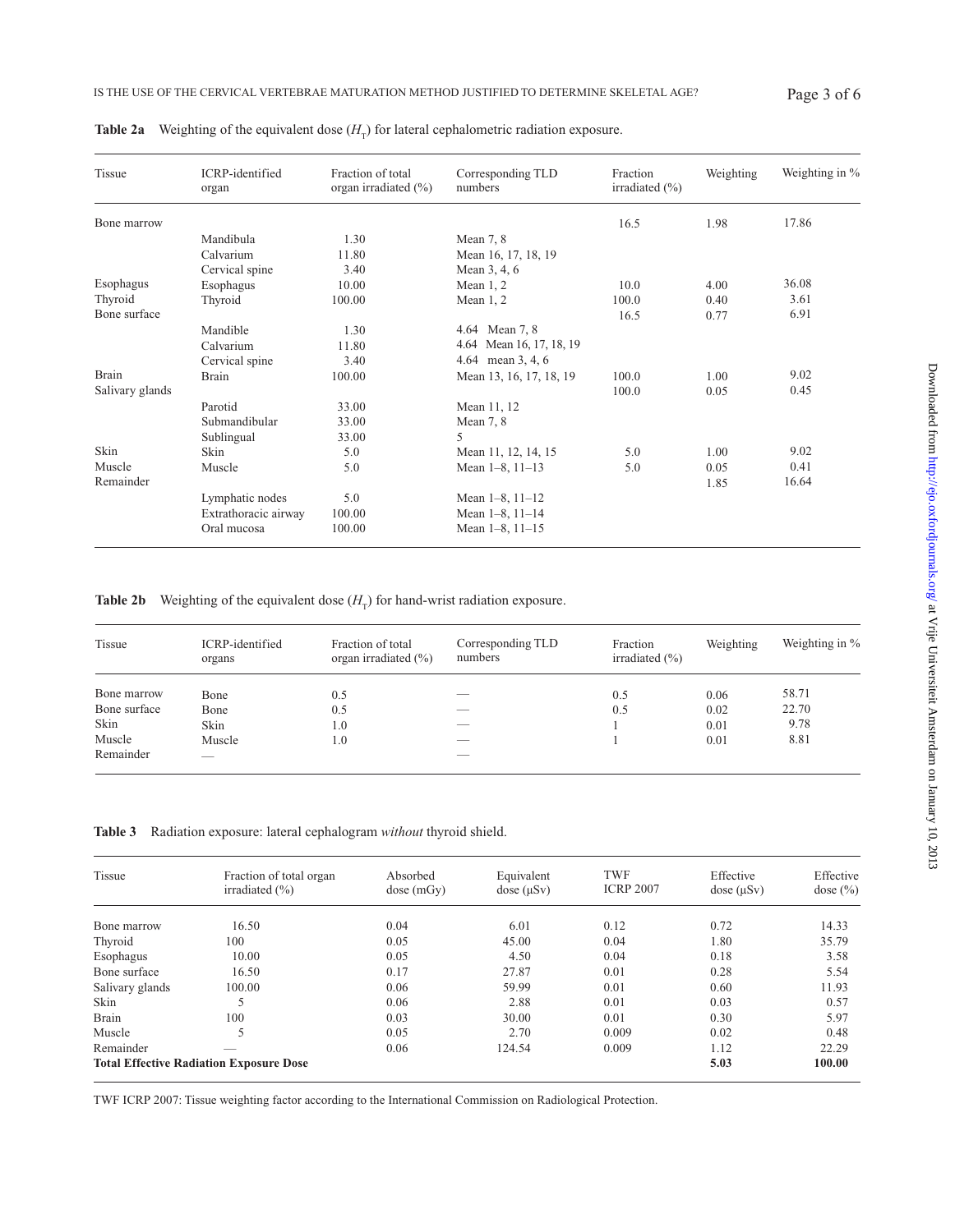**Table 2a** Weighting of the equivalent dose ($H_T$) for lateral cephalometric radiation exposure.

| Tissue | ICRP-identified organ | Fraction of total organ irradiated (%) | Corresponding TLD numbers | Fraction irradiated (%) | Weighting | Weighting in % |
|---|---|---|---|---|---|---|
| Bone marrow | | | | 16.5 | 1.98 | 17.86 |
| | Mandibula | 1.30 | Mean 7, 8 | | | |
| | Calvarium | 11.80 | Mean 16, 17, 18, 19 | | | |
| | Cervical spine | 3.40 | Mean 3, 4, 6 | | | |
| Esophagus | Esophagus | 10.00 | Mean 1, 2 | 10.0 | 4.00 | 36.08 |
| Thyroid | Thyroid | 100.00 | Mean 1, 2 | 100.0 | 0.40 | 3.61 |
| Bone surface | | | | 16.5 | 0.77 | 6.91 |
| | Mandible | 1.30 | 4.64 Mean 7, 8 | | | |
| | Calvarium | 11.80 | 4.64 Mean 16, 17, 18, 19 | | | |
| | Cervical spine | 3.40 | 4.64 mean 3, 4, 6 | | | |
| Brain | Brain | 100.00 | Mean 13, 16, 17, 18, 19 | 100.0 | 1.00 | 9.02 |
| Salivary glands | | | | 100.0 | 0.05 | 0.45 |
| | Parotid | 33.00 | Mean 11, 12 | | | |
| | Submandibular | 33.00 | Mean 7, 8 | | | |
| | Sublingual | 33.00 | 5 | | | |
| Skin | Skin | 5.0 | Mean 11, 12, 14, 15 | 5.0 | 1.00 | 9.02 |
| Muscle | Muscle | 5.0 | Mean 1–8, 11–13 | 5.0 | 0.05 | 0.41 |
| Remainder | | | | | 1.85 | 16.64 |
| | Lymphatic nodes | 5.0 | Mean 1–8, 11–12 | | | |
| | Extrathoracic airway | 100.00 | Mean 1–8, 11–14 | | | |
| | Oral mucosa | 100.00 | Mean 1–8, 11–15 | | | |

**Table 2b** Weighting of the equivalent dose ($H_T$) for hand-wrist radiation exposure.

| Tissue | ICRP-identified organs | Fraction of total organ irradiated (%) | Corresponding TLD numbers | Fraction irradiated (%) | Weighting | Weighting in % |
|---|---|---|---|---|---|---|
| Bone marrow | Bone | 0.5 | — | 0.5 | 0.06 | 58.71 |
| Bone surface | Bone | 0.5 | — | 0.5 | 0.02 | 22.70 |
| Skin | Skin | 1.0 | — | 1 | 0.01 | 9.78 |
| Muscle | Muscle | 1.0 | — | 1 | 0.01 | 8.81 |
| Remainder | — | | — | | | |

**Table 3** Radiation exposure: lateral cephalogram *without* thyroid shield.

| Tissue | Fraction of total organ irradiated (%) | Absorbed dose (mGy) | Equivalent dose (μSv) | TWF ICRP 2007 | Effective dose (μSv) | Effective dose (%) |
|---|---|---|---|---|---|---|
| Bone marrow | 16.50 | 0.04 | 6.01 | 0.12 | 0.72 | 14.33 |
| Thyroid | 100 | 0.05 | 45.00 | 0.04 | 1.80 | 35.79 |
| Esophagus | 10.00 | 0.05 | 4.50 | 0.04 | 0.18 | 3.58 |
| Bone surface | 16.50 | 0.17 | 27.87 | 0.01 | 0.28 | 5.54 |
| Salivary glands | 100.00 | 0.06 | 59.99 | 0.01 | 0.60 | 11.93 |
| Skin | 5 | 0.06 | 2.88 | 0.01 | 0.03 | 0.57 |
| Brain | 100 | 0.03 | 30.00 | 0.01 | 0.30 | 5.97 |
| Muscle | 5 | 0.05 | 2.70 | 0.009 | 0.02 | 0.48 |
| Remainder | — | 0.06 | 124.54 | 0.009 | 1.12 | 22.29 |
| **Total Effective Radiation Exposure Dose** | | | | | **5.03** | **100.00** |

TWF ICRP 2007: Tissue weighting factor according to the International Commission on Radiological Protection.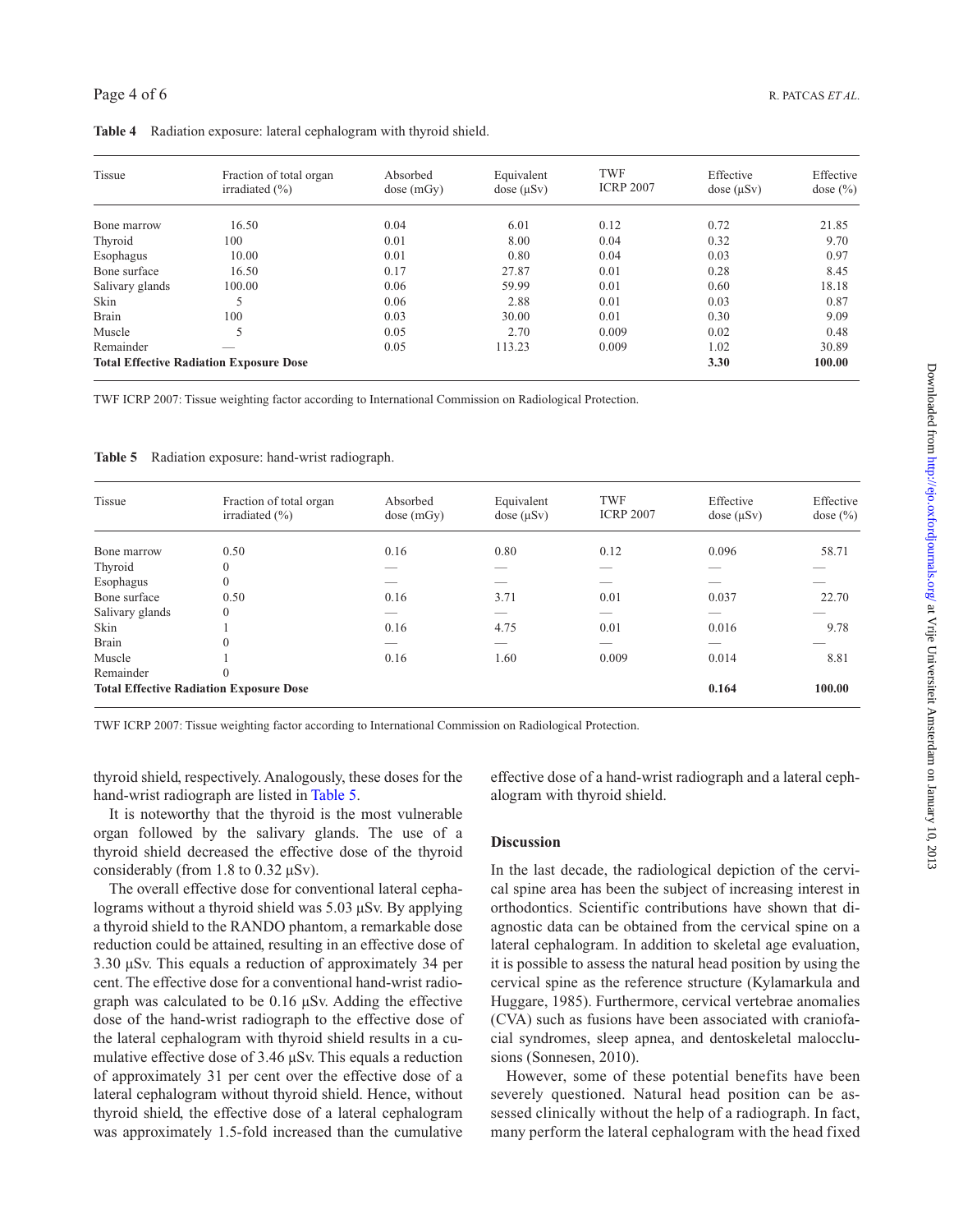**Table 4** Radiation exposure: lateral cephalogram with thyroid shield.

| Tissue | Fraction of total organ irradiated (%) | Absorbed dose (mGy) | Equivalent dose (μSv) | TWF ICRP 2007 | Effective dose (μSv) | Effective dose (%) |
|---|---|---|---|---|---|---|
| Bone marrow | 16.50 | 0.04 | 6.01 | 0.12 | 0.72 | 21.85 |
| Thyroid | 100 | 0.01 | 8.00 | 0.04 | 0.32 | 9.70 |
| Esophagus | 10.00 | 0.01 | 0.80 | 0.04 | 0.03 | 0.97 |
| Bone surface | 16.50 | 0.17 | 27.87 | 0.01 | 0.28 | 8.45 |
| Salivary glands | 100.00 | 0.06 | 59.99 | 0.01 | 0.60 | 18.18 |
| Skin | 5 | 0.06 | 2.88 | 0.01 | 0.03 | 0.87 |
| Brain | 100 | 0.03 | 30.00 | 0.01 | 0.30 | 9.09 |
| Muscle | 5 | 0.05 | 2.70 | 0.009 | 0.02 | 0.48 |
| Remainder | — | 0.05 | 113.23 | 0.009 | 1.02 | 30.89 |
| **Total Effective Radiation Exposure Dose** | | | | | **3.30** | **100.00** |

TWF ICRP 2007: Tissue weighting factor according to International Commission on Radiological Protection.

**Table 5** Radiation exposure: hand-wrist radiograph.

| Tissue | Fraction of total organ irradiated (%) | Absorbed dose (mGy) | Equivalent dose (μSv) | TWF ICRP 2007 | Effective dose (μSv) | Effective dose (%) |
|---|---|---|---|---|---|---|
| Bone marrow | 0.50 | 0.16 | 0.80 | 0.12 | 0.096 | 58.71 |
| Thyroid | 0 | — | — | — | — | — |
| Esophagus | 0 | — | — | — | — | — |
| Bone surface | 0.50 | 0.16 | 3.71 | 0.01 | 0.037 | 22.70 |
| Salivary glands | 0 | — | — | — | — | — |
| Skin | 1 | 0.16 | 4.75 | 0.01 | 0.016 | 9.78 |
| Brain | 0 | — | — | — | — | — |
| Muscle | 1 | 0.16 | 1.60 | 0.009 | 0.014 | 8.81 |
| Remainder | 0 | | | | | |
| **Total Effective Radiation Exposure Dose** | | | | | **0.164** | **100.00** |

TWF ICRP 2007: Tissue weighting factor according to International Commission on Radiological Protection.

thyroid shield, respectively. Analogously, these doses for the hand-wrist radiograph are listed in Table 5.

It is noteworthy that the thyroid is the most vulnerable organ followed by the salivary glands. The use of a thyroid shield decreased the effective dose of the thyroid considerably (from 1.8 to 0.32 μSv).

The overall effective dose for conventional lateral cephalograms without a thyroid shield was 5.03 μSv. By applying a thyroid shield to the RANDO phantom, a remarkable dose reduction could be attained, resulting in an effective dose of 3.30 μSv. This equals a reduction of approximately 34 per cent. The effective dose for a conventional hand-wrist radiograph was calculated to be 0.16 μSv. Adding the effective dose of the hand-wrist radiograph to the effective dose of the lateral cephalogram with thyroid shield results in a cumulative effective dose of 3.46 μSv. This equals a reduction of approximately 31 per cent over the effective dose of a lateral cephalogram without thyroid shield. Hence, without thyroid shield, the effective dose of a lateral cephalogram was approximately 1.5-fold increased than the cumulative effective dose of a hand-wrist radiograph and a lateral cephalogram with thyroid shield.

## Discussion

In the last decade, the radiological depiction of the cervical spine area has been the subject of increasing interest in orthodontics. Scientific contributions have shown that diagnostic data can be obtained from the cervical spine on a lateral cephalogram. In addition to skeletal age evaluation, it is possible to assess the natural head position by using the cervical spine as the reference structure (Kylamarkula and Huggare, 1985). Furthermore, cervical vertebrae anomalies (CVA) such as fusions have been associated with craniofacial syndromes, sleep apnea, and dentoskeletal malocclusions (Sonnesen, 2010).

However, some of these potential benefits have been severely questioned. Natural head position can be assessed clinically without the help of a radiograph. In fact, many perform the lateral cephalogram with the head fixed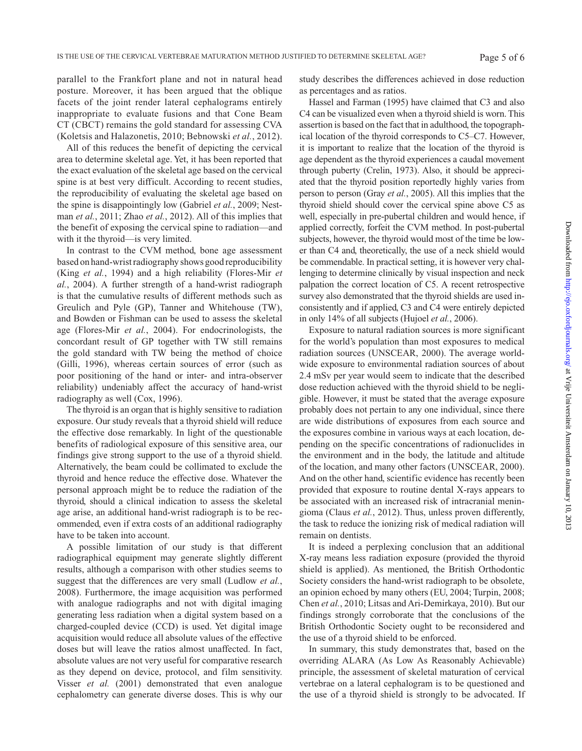parallel to the Frankfort plane and not in natural head posture. Moreover, it has been argued that the oblique facets of the joint render lateral cephalograms entirely inappropriate to evaluate fusions and that Cone Beam CT (CBCT) remains the gold standard for assessing CVA (Koletsis and Halazonetis, 2010; Bebnowski *et al.*, 2012).

All of this reduces the benefit of depicting the cervical area to determine skeletal age. Yet, it has been reported that the exact evaluation of the skeletal age based on the cervical spine is at best very difficult. According to recent studies, the reproducibility of evaluating the skeletal age based on the spine is disappointingly low (Gabriel *et al.*, 2009; Nestman *et al.*, 2011; Zhao *et al.*, 2012). All of this implies that the benefit of exposing the cervical spine to radiation—and with it the thyroid—is very limited.

In contrast to the CVM method, bone age assessment based on hand-wrist radiography shows good reproducibility (King *et al.*, 1994) and a high reliability (Flores-Mir *et al.*, 2004). A further strength of a hand-wrist radiograph is that the cumulative results of different methods such as Greulich and Pyle (GP), Tanner and Whitehouse (TW), and Bowden or Fishman can be used to assess the skeletal age (Flores-Mir *et al.*, 2004). For endocrinologists, the concordant result of GP together with TW still remains the gold standard with TW being the method of choice (Gilli, 1996), whereas certain sources of error (such as poor positioning of the hand or inter- and intra-observer reliability) undeniably affect the accuracy of hand-wrist radiography as well (Cox, 1996).

The thyroid is an organ that is highly sensitive to radiation exposure. Our study reveals that a thyroid shield will reduce the effective dose remarkably. In light of the questionable benefits of radiological exposure of this sensitive area, our findings give strong support to the use of a thyroid shield. Alternatively, the beam could be collimated to exclude the thyroid and hence reduce the effective dose. Whatever the personal approach might be to reduce the radiation of the thyroid, should a clinical indication to assess the skeletal age arise, an additional hand-wrist radiograph is to be recommended, even if extra costs of an additional radiography have to be taken into account.

A possible limitation of our study is that different radiographical equipment may generate slightly different results, although a comparison with other studies seems to suggest that the differences are very small (Ludlow *et al.*, 2008). Furthermore, the image acquisition was performed with analogue radiographs and not with digital imaging generating less radiation when a digital system based on a charged-coupled device (CCD) is used. Yet digital image acquisition would reduce all absolute values of the effective doses but will leave the ratios almost unaffected. In fact, absolute values are not very useful for comparative research as they depend on device, protocol, and film sensitivity. Visser *et al.* (2001) demonstrated that even analogue cephalometry can generate diverse doses. This is why our study describes the differences achieved in dose reduction as percentages and as ratios.

Hassel and Farman (1995) have claimed that C3 and also C4 can be visualized even when a thyroid shield is worn. This assertion is based on the fact that in adulthood, the topographical location of the thyroid corresponds to C5–C7. However, it is important to realize that the location of the thyroid is age dependent as the thyroid experiences a caudal movement through puberty (Crelin, 1973). Also, it should be appreciated that the thyroid position reportedly highly varies from person to person (Gray *et al.*, 2005). All this implies that the thyroid shield should cover the cervical spine above C5 as well, especially in pre-pubertal children and would hence, if applied correctly, forfeit the CVM method. In post-pubertal subjects, however, the thyroid would most of the time be lower than C4 and, theoretically, the use of a neck shield would be commendable. In practical setting, it is however very challenging to determine clinically by visual inspection and neck palpation the correct location of C5. A recent retrospective survey also demonstrated that the thyroid shields are used inconsistently and if applied, C3 and C4 were entirely depicted in only 14% of all subjects (Hujoel *et al.*, 2006).

Exposure to natural radiation sources is more significant for the world's population than most exposures to medical radiation sources (UNSCEAR, 2000). The average worldwide exposure to environmental radiation sources of about 2.4 mSv per year would seem to indicate that the described dose reduction achieved with the thyroid shield to be negligible. However, it must be stated that the average exposure probably does not pertain to any one individual, since there are wide distributions of exposures from each source and the exposures combine in various ways at each location, depending on the specific concentrations of radionuclides in the environment and in the body, the latitude and altitude of the location, and many other factors (UNSCEAR, 2000). And on the other hand, scientific evidence has recently been provided that exposure to routine dental X-rays appears to be associated with an increased risk of intracranial meningioma (Claus *et al.*, 2012). Thus, unless proven differently, the task to reduce the ionizing risk of medical radiation will remain on dentists.

It is indeed a perplexing conclusion that an additional X-ray means less radiation exposure (provided the thyroid shield is applied). As mentioned, the British Orthodontic Society considers the hand-wrist radiograph to be obsolete, an opinion echoed by many others (EU, 2004; Turpin, 2008; Chen *et al.*, 2010; Litsas and Ari-Demirkaya, 2010). But our findings strongly corroborate that the conclusions of the British Orthodontic Society ought to be reconsidered and the use of a thyroid shield to be enforced.

In summary, this study demonstrates that, based on the overriding ALARA (As Low As Reasonably Achievable) principle, the assessment of skeletal maturation of cervical vertebrae on a lateral cephalogram is to be questioned and the use of a thyroid shield is strongly to be advocated. If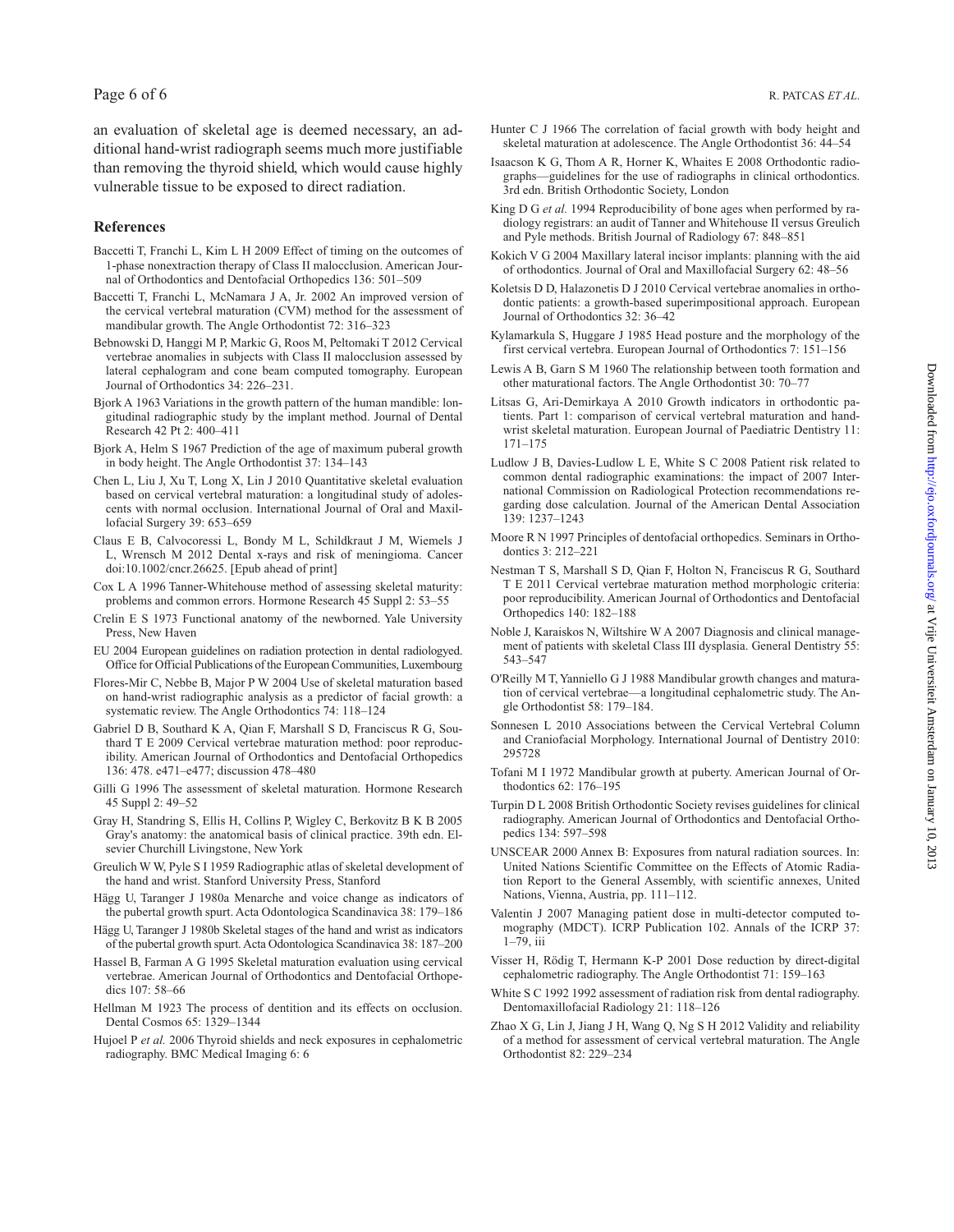an evaluation of skeletal age is deemed necessary, an additional hand-wrist radiograph seems much more justifiable than removing the thyroid shield, which would cause highly vulnerable tissue to be exposed to direct radiation.

## References

Baccetti T, Franchi L, Kim L H 2009 Effect of timing on the outcomes of 1-phase nonextraction therapy of Class II malocclusion. American Journal of Orthodontics and Dentofacial Orthopedics 136: 501–509

Baccetti T, Franchi L, McNamara J A, Jr. 2002 An improved version of the cervical vertebral maturation (CVM) method for the assessment of mandibular growth. The Angle Orthodontist 72: 316–323

Bebnowski D, Hanggi M P, Markic G, Roos M, Peltomaki T 2012 Cervical vertebrae anomalies in subjects with Class II malocclusion assessed by lateral cephalogram and cone beam computed tomography. European Journal of Orthodontics 34: 226–231.

Bjork A 1963 Variations in the growth pattern of the human mandible: longitudinal radiographic study by the implant method. Journal of Dental Research 42 Pt 2: 400–411

Bjork A, Helm S 1967 Prediction of the age of maximum puberal growth in body height. The Angle Orthodontist 37: 134–143

Chen L, Liu J, Xu T, Long X, Lin J 2010 Quantitative skeletal evaluation based on cervical vertebral maturation: a longitudinal study of adolescents with normal occlusion. International Journal of Oral and Maxillofacial Surgery 39: 653–659

Claus E B, Calvocoressi L, Bondy M L, Schildkraut J M, Wiemels J L, Wrensch M 2012 Dental x-rays and risk of meningioma. Cancer doi:10.1002/cncr.26625. [Epub ahead of print]

Cox L A 1996 Tanner-Whitehouse method of assessing skeletal maturity: problems and common errors. Hormone Research 45 Suppl 2: 53–55

Crelin E S 1973 Functional anatomy of the newborned. Yale University Press, New Haven

EU 2004 European guidelines on radiation protection in dental radiologyed. Office for Official Publications of the European Communities, Luxembourg

Flores-Mir C, Nebbe B, Major P W 2004 Use of skeletal maturation based on hand-wrist radiographic analysis as a predictor of facial growth: a systematic review. The Angle Orthodontics 74: 118–124

Gabriel D B, Southard K A, Qian F, Marshall S D, Franciscus R G, Southard T E 2009 Cervical vertebrae maturation method: poor reproducibility. American Journal of Orthodontics and Dentofacial Orthopedics 136: 478. e471–e477; discussion 478–480

Gilli G 1996 The assessment of skeletal maturation. Hormone Research 45 Suppl 2: 49–52

Gray H, Standring S, Ellis H, Collins P, Wigley C, Berkovitz B K B 2005 Gray's anatomy: the anatomical basis of clinical practice. 39th edn. Elsevier Churchill Livingstone, New York

Greulich W W, Pyle S I 1959 Radiographic atlas of skeletal development of the hand and wrist. Stanford University Press, Stanford

Hägg U, Taranger J 1980a Menarche and voice change as indicators of the pubertal growth spurt. Acta Odontologica Scandinavica 38: 179–186

Hägg U, Taranger J 1980b Skeletal stages of the hand and wrist as indicators of the pubertal growth spurt. Acta Odontologica Scandinavica 38: 187–200

Hassel B, Farman A G 1995 Skeletal maturation evaluation using cervical vertebrae. American Journal of Orthodontics and Dentofacial Orthopedics 107: 58–66

Hellman M 1923 The process of dentition and its effects on occlusion. Dental Cosmos 65: 1329–1344

Hujoel P *et al.* 2006 Thyroid shields and neck exposures in cephalometric radiography. BMC Medical Imaging 6: 6

Hunter C J 1966 The correlation of facial growth with body height and skeletal maturation at adolescence. The Angle Orthodontist 36: 44–54

Isaacson K G, Thom A R, Horner K, Whaites E 2008 Orthodontic radiographs—guidelines for the use of radiographs in clinical orthodontics. 3rd edn. British Orthodontic Society, London

King D G *et al.* 1994 Reproducibility of bone ages when performed by radiology registrars: an audit of Tanner and Whitehouse II versus Greulich and Pyle methods. British Journal of Radiology 67: 848–851

Kokich V G 2004 Maxillary lateral incisor implants: planning with the aid of orthodontics. Journal of Oral and Maxillofacial Surgery 62: 48–56

Koletsis D D, Halazonetis D J 2010 Cervical vertebrae anomalies in orthodontic patients: a growth-based superimpositional approach. European Journal of Orthodontics 32: 36–42

Kylamarkula S, Huggare J 1985 Head posture and the morphology of the first cervical vertebra. European Journal of Orthodontics 7: 151–156

Lewis A B, Garn S M 1960 The relationship between tooth formation and other maturational factors. The Angle Orthodontist 30: 70–77

Litsas G, Ari-Demirkaya A 2010 Growth indicators in orthodontic patients. Part 1: comparison of cervical vertebral maturation and hand-wrist skeletal maturation. European Journal of Paediatric Dentistry 11: 171–175

Ludlow J B, Davies-Ludlow L E, White S C 2008 Patient risk related to common dental radiographic examinations: the impact of 2007 International Commission on Radiological Protection recommendations regarding dose calculation. Journal of the American Dental Association 139: 1237–1243

Moore R N 1997 Principles of dentofacial orthopedics. Seminars in Orthodontics 3: 212–221

Nestman T S, Marshall S D, Qian F, Holton N, Franciscus R G, Southard T E 2011 Cervical vertebrae maturation method morphologic criteria: poor reproducibility. American Journal of Orthodontics and Dentofacial Orthopedics 140: 182–188

Noble J, Karaiskos N, Wiltshire W A 2007 Diagnosis and clinical management of patients with skeletal Class III dysplasia. General Dentistry 55: 543–547

O'Reilly M T, Yanniello G J 1988 Mandibular growth changes and maturation of cervical vertebrae—a longitudinal cephalometric study. The Angle Orthodontist 58: 179–184.

Sonnesen L 2010 Associations between the Cervical Vertebral Column and Craniofacial Morphology. International Journal of Dentistry 2010: 295728

Tofani M I 1972 Mandibular growth at puberty. American Journal of Orthodontics 62: 176–195

Turpin D L 2008 British Orthodontic Society revises guidelines for clinical radiography. American Journal of Orthodontics and Dentofacial Orthopedics 134: 597–598

UNSCEAR 2000 Annex B: Exposures from natural radiation sources. In: United Nations Scientific Committee on the Effects of Atomic Radiation Report to the General Assembly, with scientific annexes, United Nations, Vienna, Austria, pp. 111–112.

Valentin J 2007 Managing patient dose in multi-detector computed tomography (MDCT). ICRP Publication 102. Annals of the ICRP 37: 1–79, iii

Visser H, Rödig T, Hermann K-P 2001 Dose reduction by direct-digital cephalometric radiography. The Angle Orthodontist 71: 159–163

White S C 1992 1992 assessment of radiation risk from dental radiography. Dentomaxillofacial Radiology 21: 118–126

Zhao X G, Lin J, Jiang J H, Wang Q, Ng S H 2012 Validity and reliability of a method for assessment of cervical vertebral maturation. The Angle Orthodontist 82: 229–234